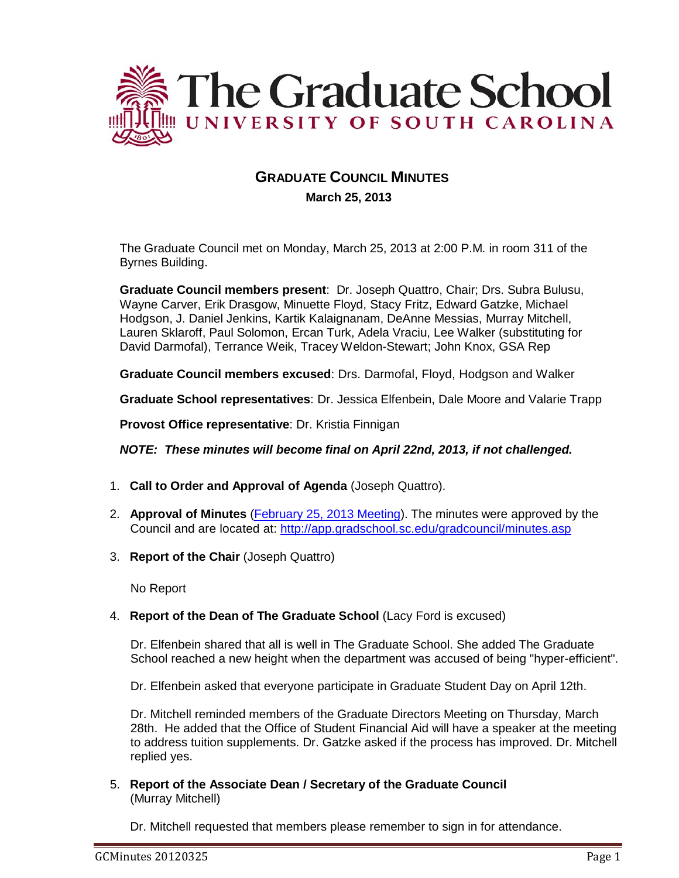# The Graduate School
## UNIVERSITY OF SOUTH CAROLINA

## GRADUATE COUNCIL MINUTES

**March 25, 2013**

The Graduate Council met on Monday, March 25, 2013 at 2:00 P.M. in room 311 of the Byrnes Building.

**Graduate Council members present**: Dr. Joseph Quattro, Chair; Drs. Subra Bulusu, Wayne Carver, Erik Drasgow, Minuette Floyd, Stacy Fritz, Edward Gatzke, Michael Hodgson, J. Daniel Jenkins, Kartik Kalaignanam, DeAnne Messias, Murray Mitchell, Lauren Sklaroff, Paul Solomon, Ercan Turk, Adela Vraciu, Lee Walker (substituting for David Darmofal), Terrance Weik, Tracey Weldon-Stewart; John Knox, GSA Rep

**Graduate Council members excused**: Drs. Darmofal, Floyd, Hodgson and Walker

**Graduate School representatives**: Dr. Jessica Elfenbein, Dale Moore and Valarie Trapp

**Provost Office representative**: Dr. Kristia Finnigan

***NOTE: These minutes will become final on April 22nd, 2013, if not challenged.***

1. **Call to Order and Approval of Agenda** (Joseph Quattro).

2. **Approval of Minutes** (February 25, 2013 Meeting). The minutes were approved by the Council and are located at: http://app.gradschool.sc.edu/gradcouncil/minutes.asp

3. **Report of the Chair** (Joseph Quattro)

   No Report

4. **Report of the Dean of The Graduate School** (Lacy Ford is excused)

   Dr. Elfenbein shared that all is well in The Graduate School. She added The Graduate School reached a new height when the department was accused of being "hyper-efficient".

   Dr. Elfenbein asked that everyone participate in Graduate Student Day on April 12th.

   Dr. Mitchell reminded members of the Graduate Directors Meeting on Thursday, March 28th. He added that the Office of Student Financial Aid will have a speaker at the meeting to address tuition supplements. Dr. Gatzke asked if the process has improved. Dr. Mitchell replied yes.

5. **Report of the Associate Dean / Secretary of the Graduate Council** (Murray Mitchell)

   Dr. Mitchell requested that members please remember to sign in for attendance.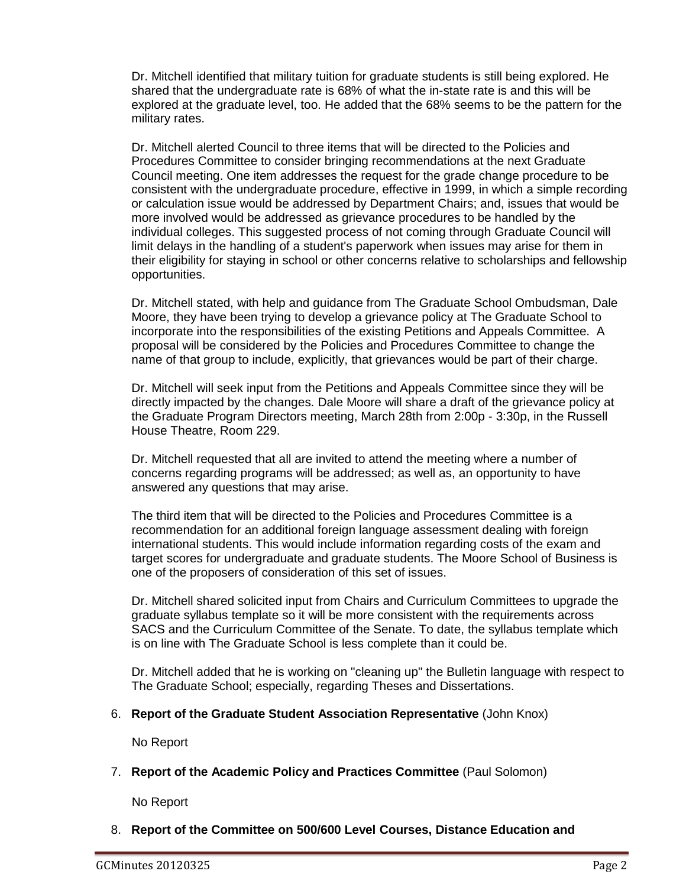Dr. Mitchell identified that military tuition for graduate students is still being explored. He shared that the undergraduate rate is 68% of what the in-state rate is and this will be explored at the graduate level, too. He added that the 68% seems to be the pattern for the military rates.

Dr. Mitchell alerted Council to three items that will be directed to the Policies and Procedures Committee to consider bringing recommendations at the next Graduate Council meeting. One item addresses the request for the grade change procedure to be consistent with the undergraduate procedure, effective in 1999, in which a simple recording or calculation issue would be addressed by Department Chairs; and, issues that would be more involved would be addressed as grievance procedures to be handled by the individual colleges. This suggested process of not coming through Graduate Council will limit delays in the handling of a student's paperwork when issues may arise for them in their eligibility for staying in school or other concerns relative to scholarships and fellowship opportunities.

Dr. Mitchell stated, with help and guidance from The Graduate School Ombudsman, Dale Moore, they have been trying to develop a grievance policy at The Graduate School to incorporate into the responsibilities of the existing Petitions and Appeals Committee. A proposal will be considered by the Policies and Procedures Committee to change the name of that group to include, explicitly, that grievances would be part of their charge.

Dr. Mitchell will seek input from the Petitions and Appeals Committee since they will be directly impacted by the changes. Dale Moore will share a draft of the grievance policy at the Graduate Program Directors meeting, March 28th from 2:00p - 3:30p, in the Russell House Theatre, Room 229.

Dr. Mitchell requested that all are invited to attend the meeting where a number of concerns regarding programs will be addressed; as well as, an opportunity to have answered any questions that may arise.

The third item that will be directed to the Policies and Procedures Committee is a recommendation for an additional foreign language assessment dealing with foreign international students. This would include information regarding costs of the exam and target scores for undergraduate and graduate students. The Moore School of Business is one of the proposers of consideration of this set of issues.

Dr. Mitchell shared solicited input from Chairs and Curriculum Committees to upgrade the graduate syllabus template so it will be more consistent with the requirements across SACS and the Curriculum Committee of the Senate. To date, the syllabus template which is on line with The Graduate School is less complete than it could be.

Dr. Mitchell added that he is working on "cleaning up" the Bulletin language with respect to The Graduate School; especially, regarding Theses and Dissertations.

6. **Report of the Graduate Student Association Representative** (John Knox)

   No Report

7. **Report of the Academic Policy and Practices Committee** (Paul Solomon)

   No Report

8. **Report of the Committee on 500/600 Level Courses, Distance Education and**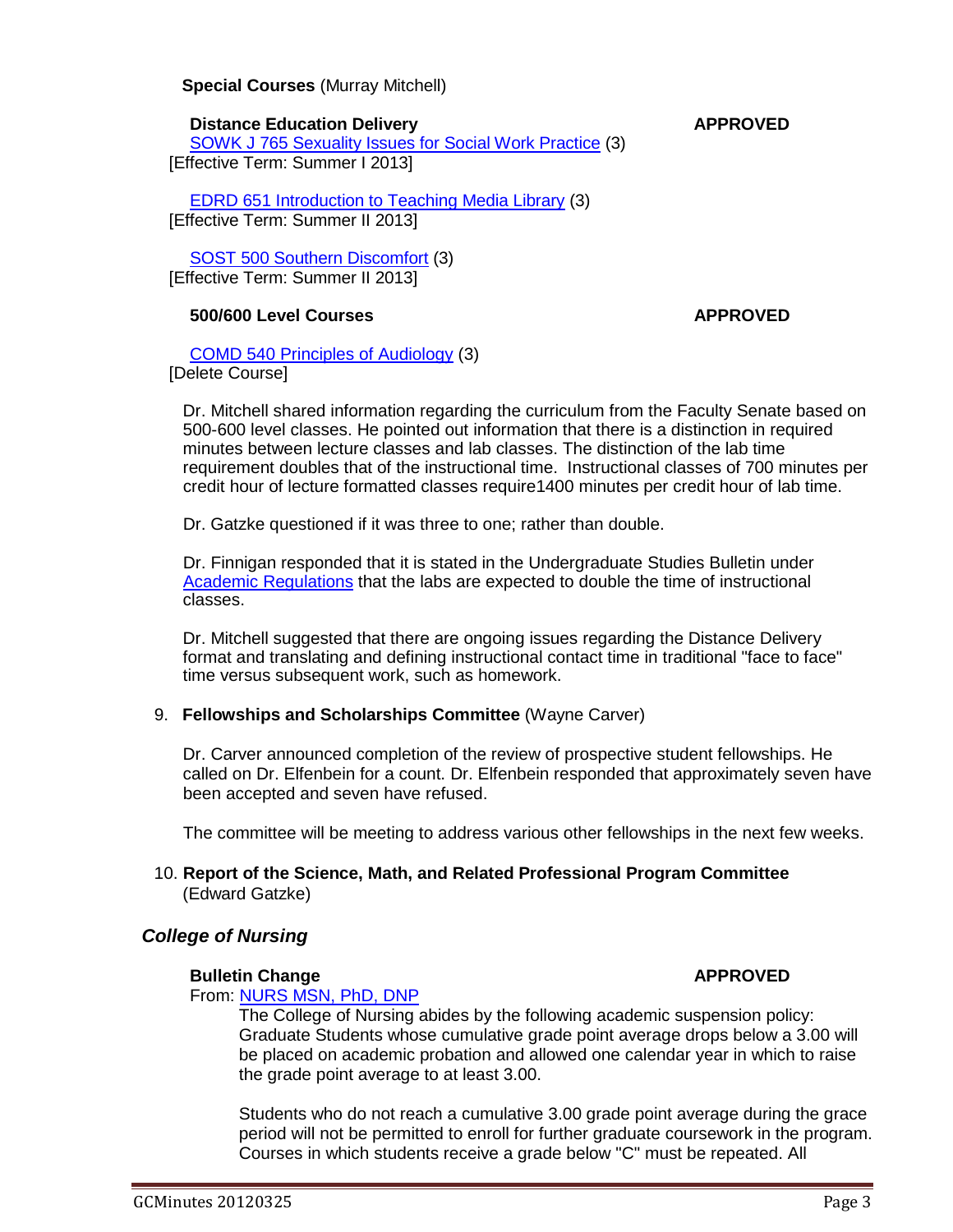**Special Courses** (Murray Mitchell)

**Distance Education Delivery** **APPROVED**

SOWK J 765 Sexuality Issues for Social Work Practice (3)
[Effective Term: Summer I 2013]

EDRD 651 Introduction to Teaching Media Library (3)
[Effective Term: Summer II 2013]

SOST 500 Southern Discomfort (3)
[Effective Term: Summer II 2013]

**500/600 Level Courses** **APPROVED**

COMD 540 Principles of Audiology (3)
[Delete Course]

Dr. Mitchell shared information regarding the curriculum from the Faculty Senate based on 500-600 level classes. He pointed out information that there is a distinction in required minutes between lecture classes and lab classes. The distinction of the lab time requirement doubles that of the instructional time. Instructional classes of 700 minutes per credit hour of lecture formatted classes require1400 minutes per credit hour of lab time.

Dr. Gatzke questioned if it was three to one; rather than double.

Dr. Finnigan responded that it is stated in the Undergraduate Studies Bulletin under Academic Regulations that the labs are expected to double the time of instructional classes.

Dr. Mitchell suggested that there are ongoing issues regarding the Distance Delivery format and translating and defining instructional contact time in traditional "face to face" time versus subsequent work, such as homework.

9. **Fellowships and Scholarships Committee** (Wayne Carver)

   Dr. Carver announced completion of the review of prospective student fellowships. He called on Dr. Elfenbein for a count. Dr. Elfenbein responded that approximately seven have been accepted and seven have refused.

   The committee will be meeting to address various other fellowships in the next few weeks.

10. **Report of the Science, Math, and Related Professional Program Committee** (Edward Gatzke)

### *College of Nursing*

**Bulletin Change** **APPROVED**

From: NURS MSN, PhD, DNP

The College of Nursing abides by the following academic suspension policy: Graduate Students whose cumulative grade point average drops below a 3.00 will be placed on academic probation and allowed one calendar year in which to raise the grade point average to at least 3.00.

Students who do not reach a cumulative 3.00 grade point average during the grace period will not be permitted to enroll for further graduate coursework in the program. Courses in which students receive a grade below "C" must be repeated. All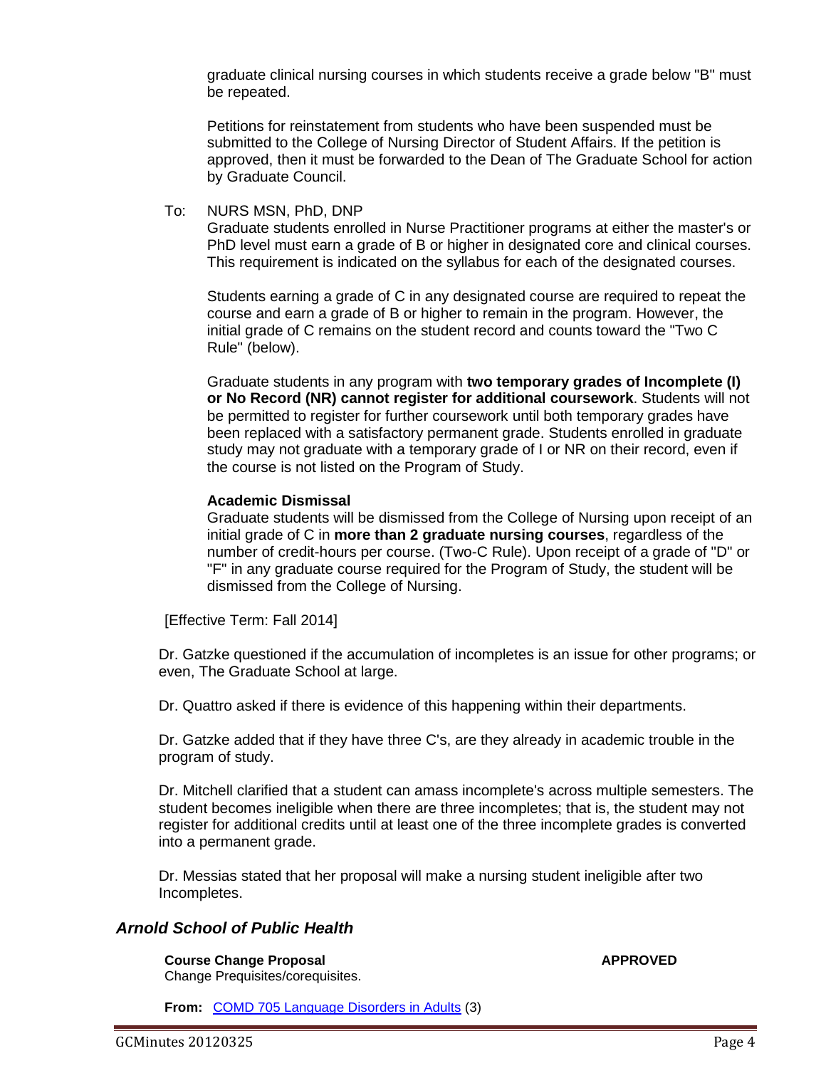graduate clinical nursing courses in which students receive a grade below "B" must be repeated.

Petitions for reinstatement from students who have been suspended must be submitted to the College of Nursing Director of Student Affairs. If the petition is approved, then it must be forwarded to the Dean of The Graduate School for action by Graduate Council.

To: NURS MSN, PhD, DNP

Graduate students enrolled in Nurse Practitioner programs at either the master's or PhD level must earn a grade of B or higher in designated core and clinical courses. This requirement is indicated on the syllabus for each of the designated courses.

Students earning a grade of C in any designated course are required to repeat the course and earn a grade of B or higher to remain in the program. However, the initial grade of C remains on the student record and counts toward the "Two C Rule" (below).

Graduate students in any program with **two temporary grades of Incomplete (I) or No Record (NR) cannot register for additional coursework**. Students will not be permitted to register for further coursework until both temporary grades have been replaced with a satisfactory permanent grade. Students enrolled in graduate study may not graduate with a temporary grade of I or NR on their record, even if the course is not listed on the Program of Study.

**Academic Dismissal**

Graduate students will be dismissed from the College of Nursing upon receipt of an initial grade of C in **more than 2 graduate nursing courses**, regardless of the number of credit-hours per course. (Two-C Rule). Upon receipt of a grade of "D" or "F" in any graduate course required for the Program of Study, the student will be dismissed from the College of Nursing.

[Effective Term: Fall 2014]

Dr. Gatzke questioned if the accumulation of incompletes is an issue for other programs; or even, The Graduate School at large.

Dr. Quattro asked if there is evidence of this happening within their departments.

Dr. Gatzke added that if they have three C's, are they already in academic trouble in the program of study.

Dr. Mitchell clarified that a student can amass incomplete's across multiple semesters. The student becomes ineligible when there are three incompletes; that is, the student may not register for additional credits until at least one of the three incomplete grades is converted into a permanent grade.

Dr. Messias stated that her proposal will make a nursing student ineligible after two Incompletes.

### *Arnold School of Public Health*

**Course Change Proposal** **APPROVED**

Change Prequisites/corequisites.

**From:** COMD 705 Language Disorders in Adults (3)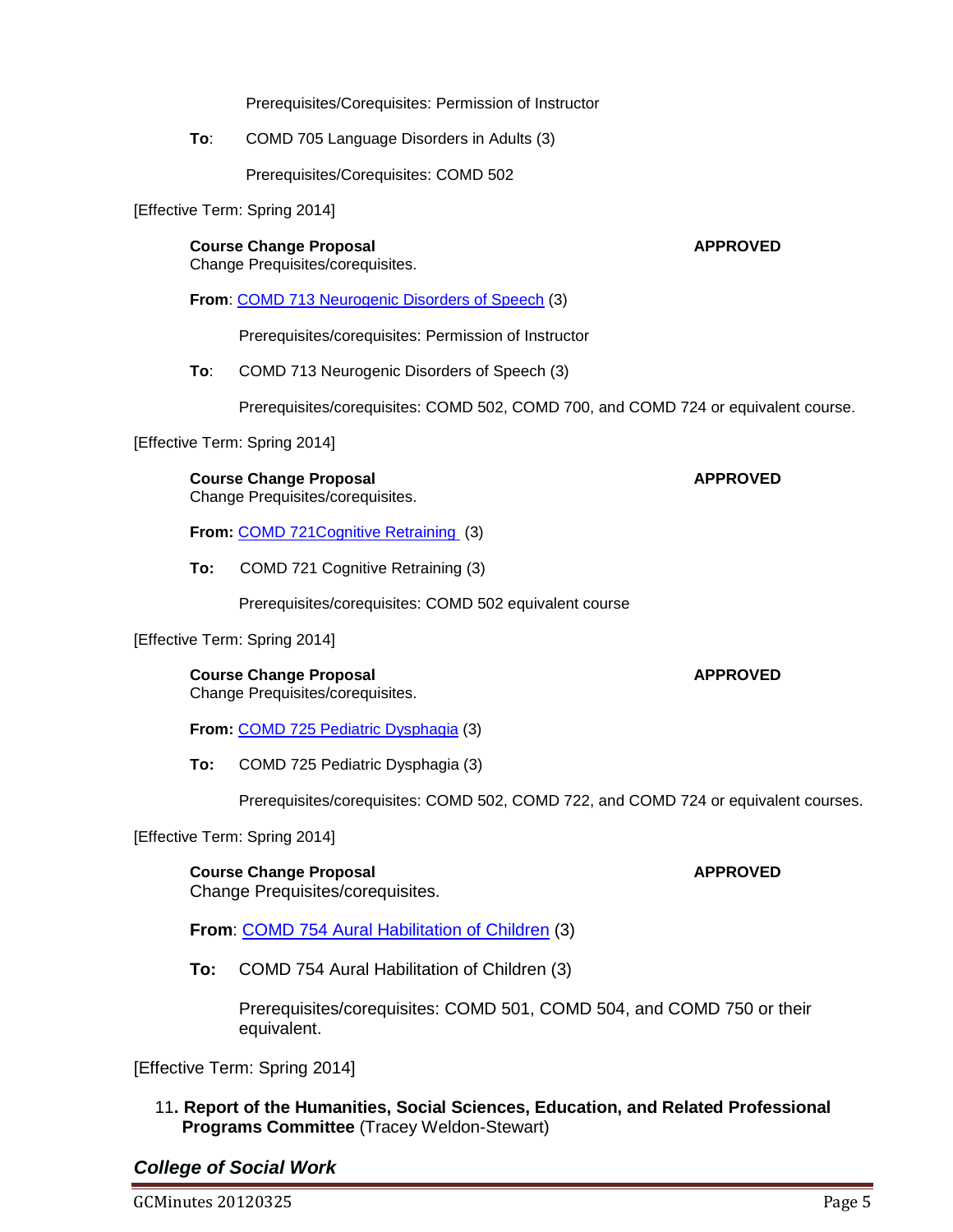Prerequisites/Corequisites: Permission of Instructor

**To**: COMD 705 Language Disorders in Adults (3)

Prerequisites/Corequisites: COMD 502

[Effective Term: Spring 2014]

**Course Change Proposal** **APPROVED**
Change Prequisites/corequisites.

**From**: COMD 713 Neurogenic Disorders of Speech (3)

Prerequisites/corequisites: Permission of Instructor

**To**: COMD 713 Neurogenic Disorders of Speech (3)

Prerequisites/corequisites: COMD 502, COMD 700, and COMD 724 or equivalent course.

[Effective Term: Spring 2014]

**Course Change Proposal** **APPROVED**
Change Prequisites/corequisites.

**From:** COMD 721Cognitive Retraining (3)

**To:** COMD 721 Cognitive Retraining (3)

Prerequisites/corequisites: COMD 502 equivalent course

[Effective Term: Spring 2014]

**Course Change Proposal** **APPROVED**
Change Prequisites/corequisites.

**From:** COMD 725 Pediatric Dysphagia (3)

**To:** COMD 725 Pediatric Dysphagia (3)

Prerequisites/corequisites: COMD 502, COMD 722, and COMD 724 or equivalent courses.

[Effective Term: Spring 2014]

**Course Change Proposal** **APPROVED**
Change Prequisites/corequisites.

**From**: COMD 754 Aural Habilitation of Children (3)

**To:** COMD 754 Aural Habilitation of Children (3)

Prerequisites/corequisites: COMD 501, COMD 504, and COMD 750 or their equivalent.

[Effective Term: Spring 2014]

11**. Report of the Humanities, Social Sciences, Education, and Related Professional Programs Committee** (Tracey Weldon-Stewart)

### *College of Social Work*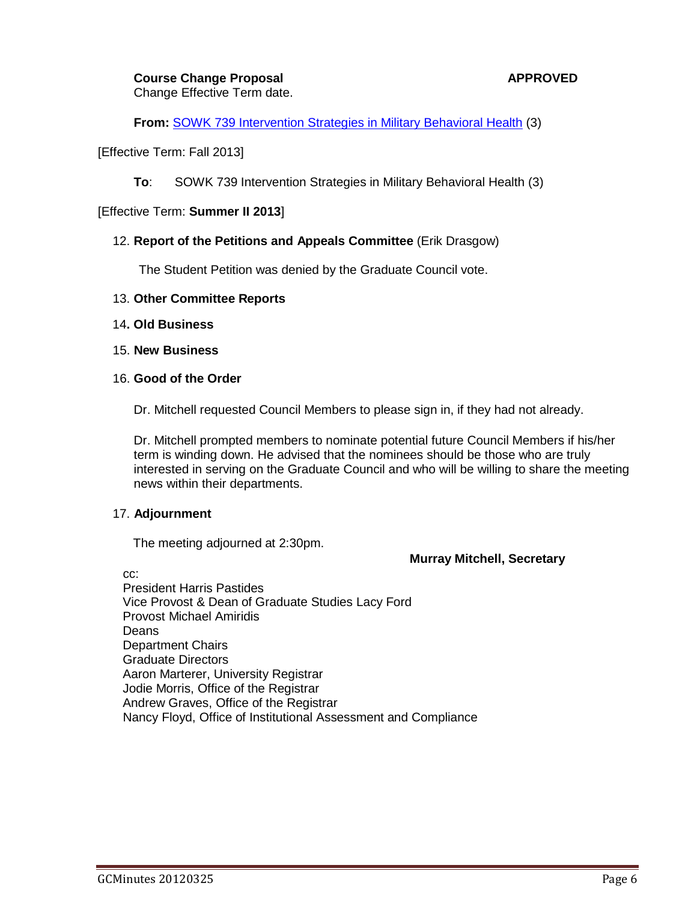**Course Change Proposal** **APPROVED**

Change Effective Term date.

**From:** SOWK 739 Intervention Strategies in Military Behavioral Health (3)

[Effective Term: Fall 2013]

**To**: SOWK 739 Intervention Strategies in Military Behavioral Health (3)

[Effective Term: **Summer II 2013**]

12. **Report of the Petitions and Appeals Committee** (Erik Drasgow)

The Student Petition was denied by the Graduate Council vote.

13. **Other Committee Reports**

14. **Old Business**

15. **New Business**

16. **Good of the Order**

Dr. Mitchell requested Council Members to please sign in, if they had not already.

Dr. Mitchell prompted members to nominate potential future Council Members if his/her term is winding down. He advised that the nominees should be those who are truly interested in serving on the Graduate Council and who will be willing to share the meeting news within their departments.

17. **Adjournment**

The meeting adjourned at 2:30pm.

**Murray Mitchell, Secretary**

cc:
President Harris Pastides
Vice Provost & Dean of Graduate Studies Lacy Ford
Provost Michael Amiridis
Deans
Department Chairs
Graduate Directors
Aaron Marterer, University Registrar
Jodie Morris, Office of the Registrar
Andrew Graves, Office of the Registrar
Nancy Floyd, Office of Institutional Assessment and Compliance